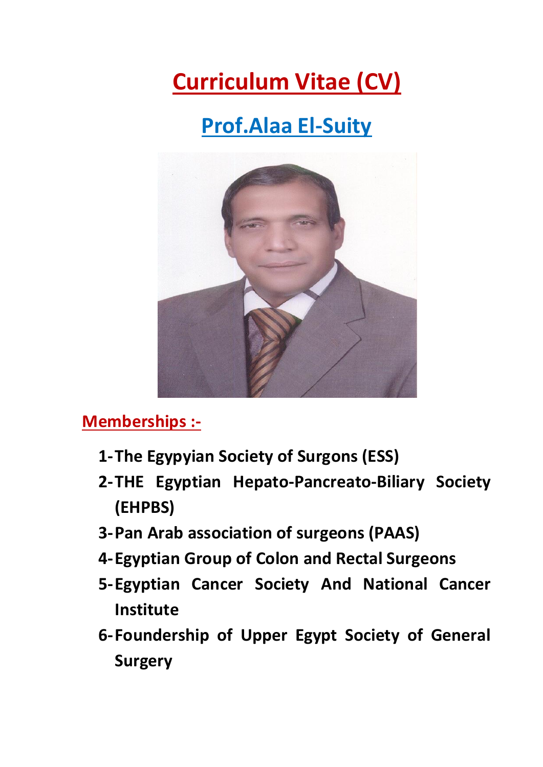# Curriculum Vitae (CV)

## Prof.Alaa El-Suity

### Memberships :-

1- **The Egypyian Society of Surgons (ESS)**
2- **THE Egyptian Hepato-Pancreato-Biliary Society (EHPBS)**
3- **Pan Arab association of surgeons (PAAS)**
4- **Egyptian Group of Colon and Rectal Surgeons**
5- **Egyptian Cancer Society And National Cancer Institute**
6- **Foundership of Upper Egypt Society of General Surgery**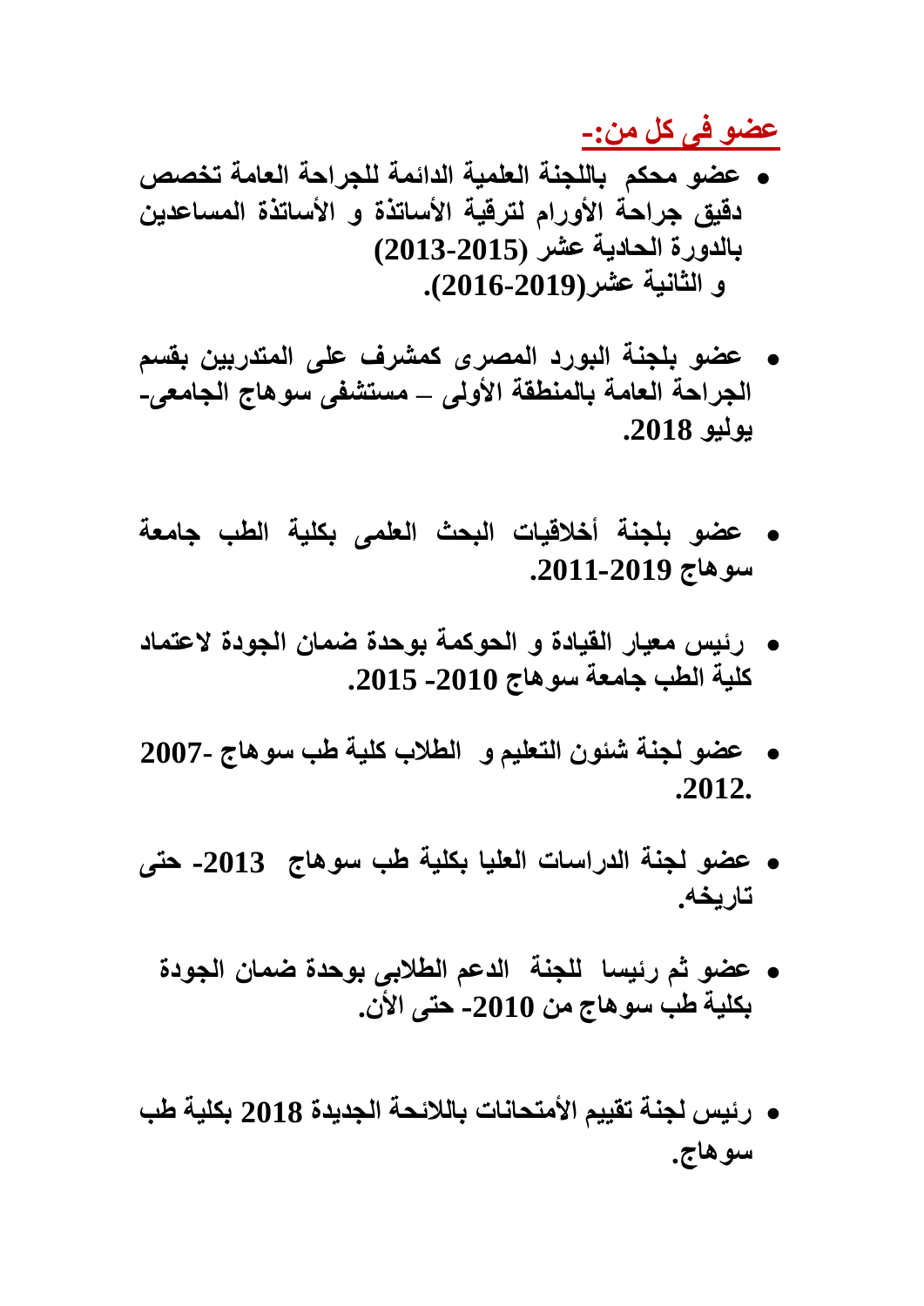**عضو فى كل من:-**

- **عضو محكم باللجنة العلمية الدائمة للجراحة العامة تخصص دقيق جراحة الأورام لترقية الأساتذة و الأساتذة المساعدين بالدورة الحادية عشر (2013-2015) و الثانية عشر(2016-2019).**

- **عضو بلجنة البورد المصرى كمشرف على المتدربين بقسم الجراحة العامة بالمنطقة الأولى – مستشفى سوهاج الجامعى- يوليو 2018.**

- **عضو بلجنة أخلاقيات البحث العلمى بكلية الطب جامعة سوهاج 2011-2019.**

- **رئيس معيار القيادة و الحوكمة بوحدة ضمان الجودة لاعتماد كلية الطب جامعة سوهاج 2010- 2015.**

- **عضو لجنة شئون التعليم و الطلاب كلية طب سوهاج 2007- 2012.**

- **عضو لجنة الدراسات العليا بكلية طب سوهاج 2013- حتى تاريخه.**

- **عضو ثم رئيسا للجنة الدعم الطلابى بوحدة ضمان الجودة بكلية طب سوهاج من 2010- حتى الأن.**

- **رئيس لجنة تقييم الأمتحانات باللائحة الجديدة 2018 بكلية طب سوهاج.**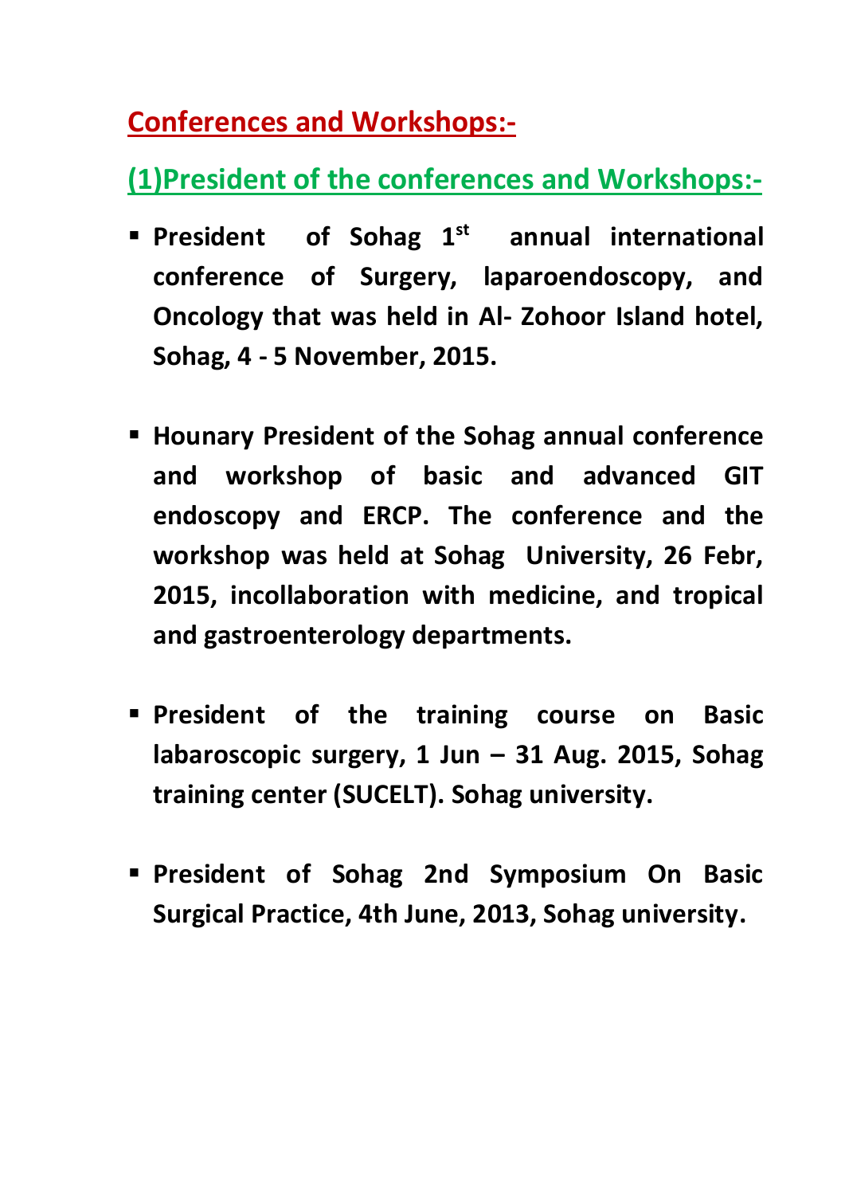## Conferences and Workshops:-

### (1)President of the conferences and Workshops:-

- **President of Sohag 1st annual international conference of Surgery, laparoendoscopy, and Oncology that was held in Al- Zohoor Island hotel, Sohag, 4 - 5 November, 2015.**

- **Hounary President of the Sohag annual conference and workshop of basic and advanced GIT endoscopy and ERCP. The conference and the workshop was held at Sohag University, 26 Febr, 2015, incollaboration with medicine, and tropical and gastroenterology departments.**

- **President of the training course on Basic labaroscopic surgery, 1 Jun – 31 Aug. 2015, Sohag training center (SUCELT). Sohag university.**

- **President of Sohag 2nd Symposium On Basic Surgical Practice, 4th June, 2013, Sohag university.**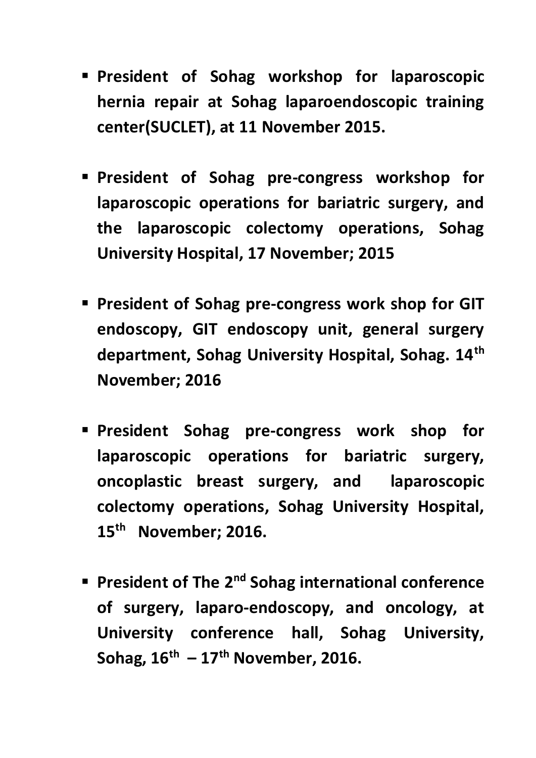- **President of Sohag workshop for laparoscopic hernia repair at Sohag laparoendoscopic training center(SUCLET), at 11 November 2015.**

- **President of Sohag pre-congress workshop for laparoscopic operations for bariatric surgery, and the laparoscopic colectomy operations, Sohag University Hospital, 17 November; 2015**

- **President of Sohag pre-congress work shop for GIT endoscopy, GIT endoscopy unit, general surgery department, Sohag University Hospital, Sohag. 14th November; 2016**

- **President Sohag pre-congress work shop for laparoscopic operations for bariatric surgery, oncoplastic breast surgery, and laparoscopic colectomy operations, Sohag University Hospital, 15th November; 2016.**

- **President of The 2nd Sohag international conference of surgery, laparo-endoscopy, and oncology, at University conference hall, Sohag University, Sohag, 16th – 17th November, 2016.**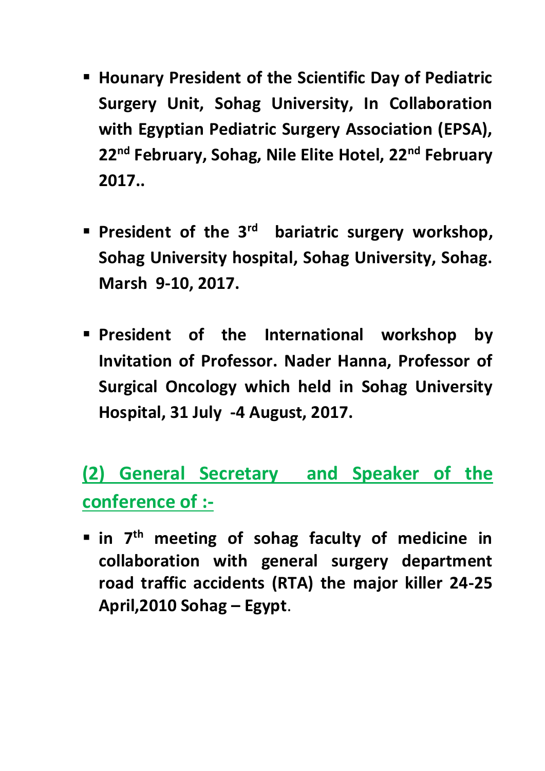- **Hounary President of the Scientific Day of Pediatric Surgery Unit, Sohag University, In Collaboration with Egyptian Pediatric Surgery Association (EPSA), 22nd February, Sohag, Nile Elite Hotel, 22nd February 2017..**

- **President of the 3rd bariatric surgery workshop, Sohag University hospital, Sohag University, Sohag. Marsh 9-10, 2017.**

- **President of the International workshop by Invitation of Professor. Nader Hanna, Professor of Surgical Oncology which held in Sohag University Hospital, 31 July -4 August, 2017.**

## (2) General Secretary and Speaker of the conference of :-

- **in 7th meeting of sohag faculty of medicine in collaboration with general surgery department road traffic accidents (RTA) the major killer 24-25 April,2010 Sohag – Egypt**.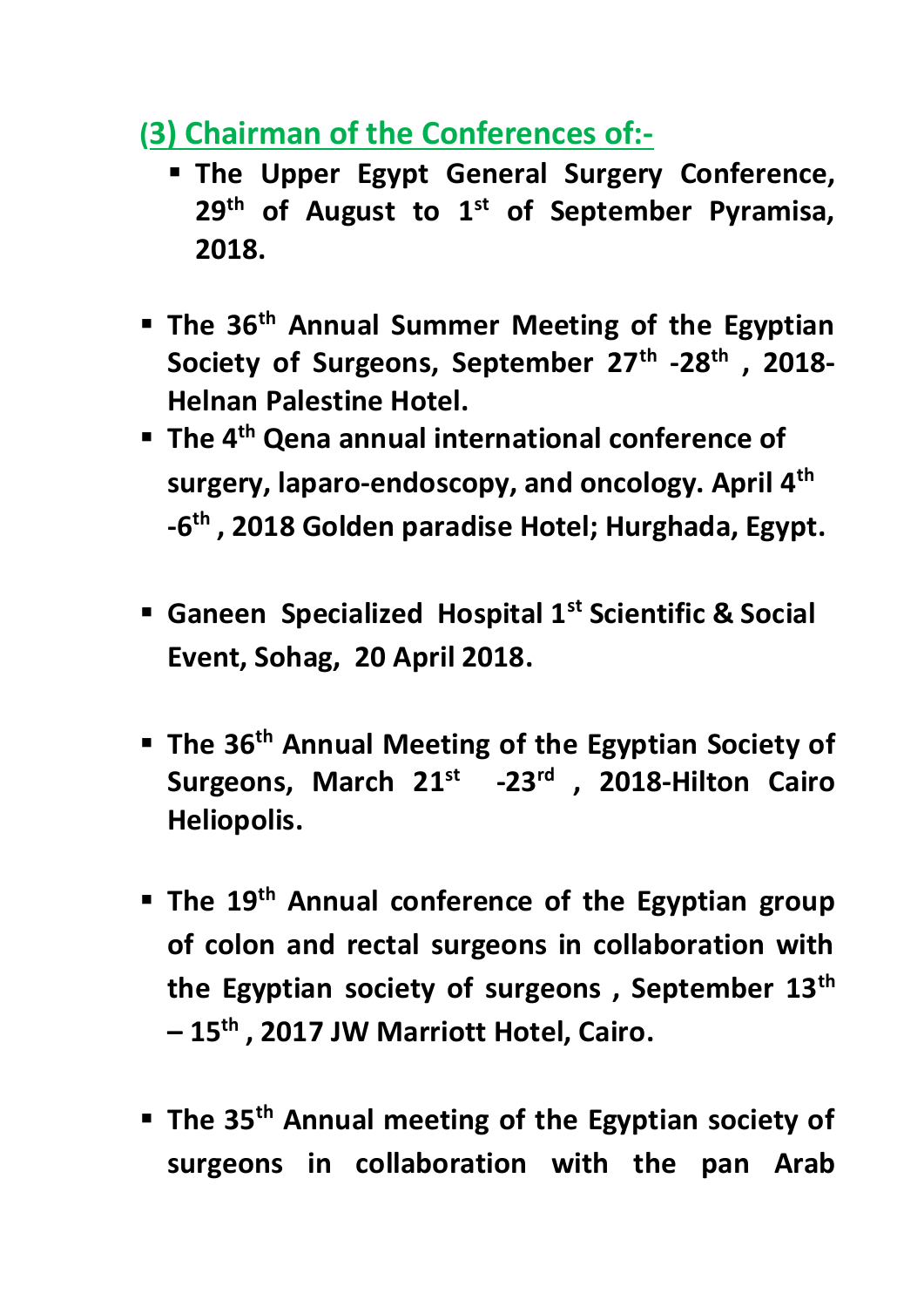## (3) Chairman of the Conferences of:-

- **The Upper Egypt General Surgery Conference, 29th of August to 1st of September Pyramisa, 2018.**

- **The 36th Annual Summer Meeting of the Egyptian Society of Surgeons, September 27th -28th , 2018-Helnan Palestine Hotel.**
- **The 4th Qena annual international conference of surgery, laparo-endoscopy, and oncology. April 4th -6th , 2018 Golden paradise Hotel; Hurghada, Egypt.**

- **Ganeen Specialized Hospital 1st Scientific & Social Event, Sohag, 20 April 2018.**

- **The 36th Annual Meeting of the Egyptian Society of Surgeons, March 21st -23rd , 2018-Hilton Cairo Heliopolis.**

- **The 19th Annual conference of the Egyptian group of colon and rectal surgeons in collaboration with the Egyptian society of surgeons , September 13th – 15th , 2017 JW Marriott Hotel, Cairo.**

- **The 35th Annual meeting of the Egyptian society of surgeons in collaboration with the pan Arab**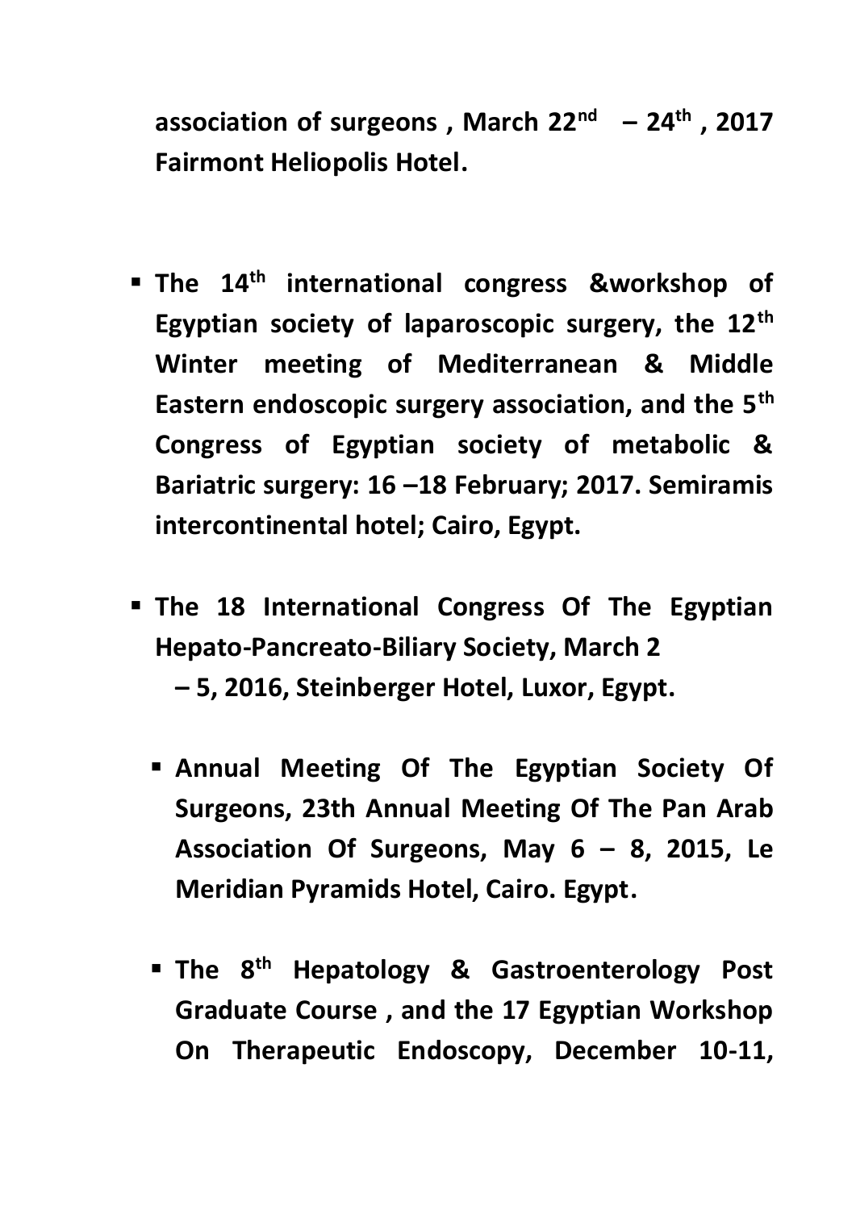**association of surgeons , March 22nd – 24th , 2017 Fairmont Heliopolis Hotel.**

- **The 14th international congress &workshop of Egyptian society of laparoscopic surgery, the 12th Winter meeting of Mediterranean & Middle Eastern endoscopic surgery association, and the 5th Congress of Egyptian society of metabolic & Bariatric surgery: 16 –18 February; 2017. Semiramis intercontinental hotel; Cairo, Egypt.**

- **The 18 International Congress Of The Egyptian Hepato-Pancreato-Biliary Society, March 2 – 5, 2016, Steinberger Hotel, Luxor, Egypt.**

  - **Annual Meeting Of The Egyptian Society Of Surgeons, 23th Annual Meeting Of The Pan Arab Association Of Surgeons, May 6 – 8, 2015, Le Meridian Pyramids Hotel, Cairo. Egypt.**

  - **The 8th Hepatology & Gastroenterology Post Graduate Course , and the 17 Egyptian Workshop On Therapeutic Endoscopy, December 10-11,**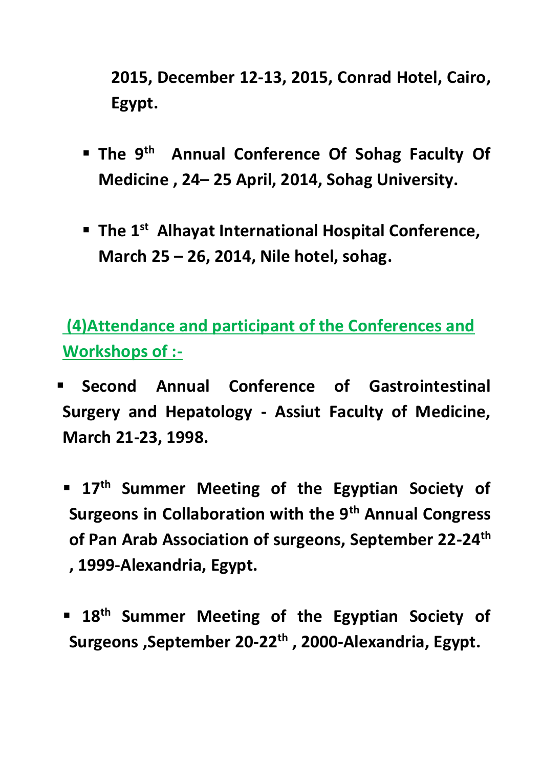**2015, December 12-13, 2015, Conrad Hotel, Cairo, Egypt.**

- **The 9th Annual Conference Of Sohag Faculty Of Medicine , 24– 25 April, 2014, Sohag University.**

- **The 1st Alhayat International Hospital Conference, March 25 – 26, 2014, Nile hotel, sohag.**

**(4)Attendance and participant of the Conferences and Workshops of :-**

- **Second Annual Conference of Gastrointestinal Surgery and Hepatology - Assiut Faculty of Medicine, March 21-23, 1998.**

- **17th Summer Meeting of the Egyptian Society of Surgeons in Collaboration with the 9th Annual Congress of Pan Arab Association of surgeons, September 22-24th , 1999-Alexandria, Egypt.**

- **18th Summer Meeting of the Egyptian Society of Surgeons ,September 20-22th , 2000-Alexandria, Egypt.**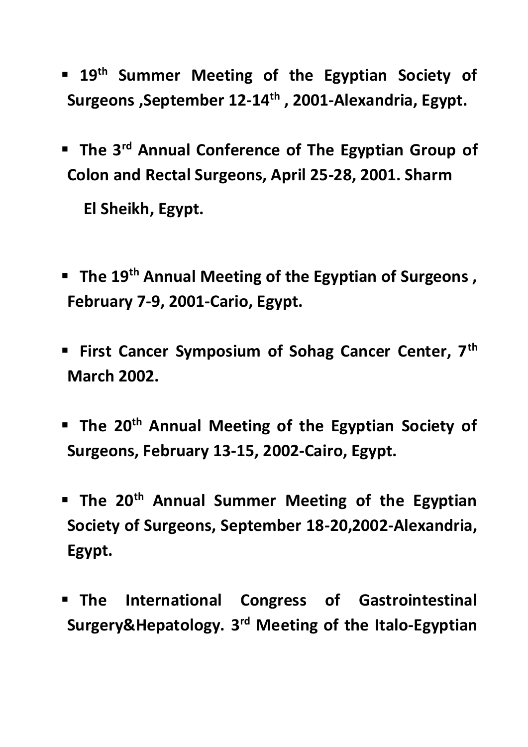- **19$^{th}$ Summer Meeting of the Egyptian Society of Surgeons ,September 12-14$^{th}$ , 2001-Alexandria, Egypt.**

- **The 3$^{rd}$ Annual Conference of The Egyptian Group of Colon and Rectal Surgeons, April 25-28, 2001. Sharm El Sheikh, Egypt.**

- **The 19$^{th}$ Annual Meeting of the Egyptian of Surgeons , February 7-9, 2001-Cario, Egypt.**

- **First Cancer Symposium of Sohag Cancer Center, 7$^{th}$ March 2002.**

- **The 20$^{th}$ Annual Meeting of the Egyptian Society of Surgeons, February 13-15, 2002-Cairo, Egypt.**

- **The 20$^{th}$ Annual Summer Meeting of the Egyptian Society of Surgeons, September 18-20,2002-Alexandria, Egypt.**

- **The International Congress of Gastrointestinal Surgery&Hepatology. 3$^{rd}$ Meeting of the Italo-Egyptian**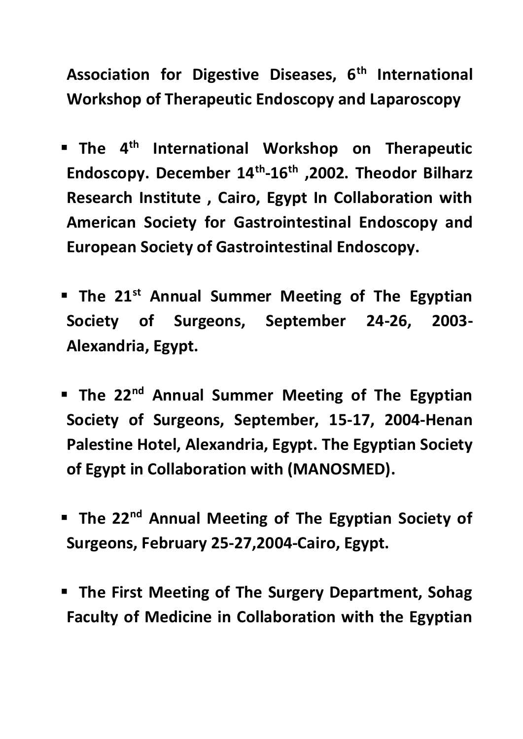**Association for Digestive Diseases, 6th International Workshop of Therapeutic Endoscopy and Laparoscopy**

- **The 4th International Workshop on Therapeutic Endoscopy. December 14th-16th ,2002. Theodor Bilharz Research Institute , Cairo, Egypt In Collaboration with American Society for Gastrointestinal Endoscopy and European Society of Gastrointestinal Endoscopy.**
- **The 21st Annual Summer Meeting of The Egyptian Society of Surgeons, September 24-26, 2003-Alexandria, Egypt.**
- **The 22nd Annual Summer Meeting of The Egyptian Society of Surgeons, September, 15-17, 2004-Henan Palestine Hotel, Alexandria, Egypt. The Egyptian Society of Egypt in Collaboration with (MANOSMED).**
- **The 22nd Annual Meeting of The Egyptian Society of Surgeons, February 25-27,2004-Cairo, Egypt.**
- **The First Meeting of The Surgery Department, Sohag Faculty of Medicine in Collaboration with the Egyptian**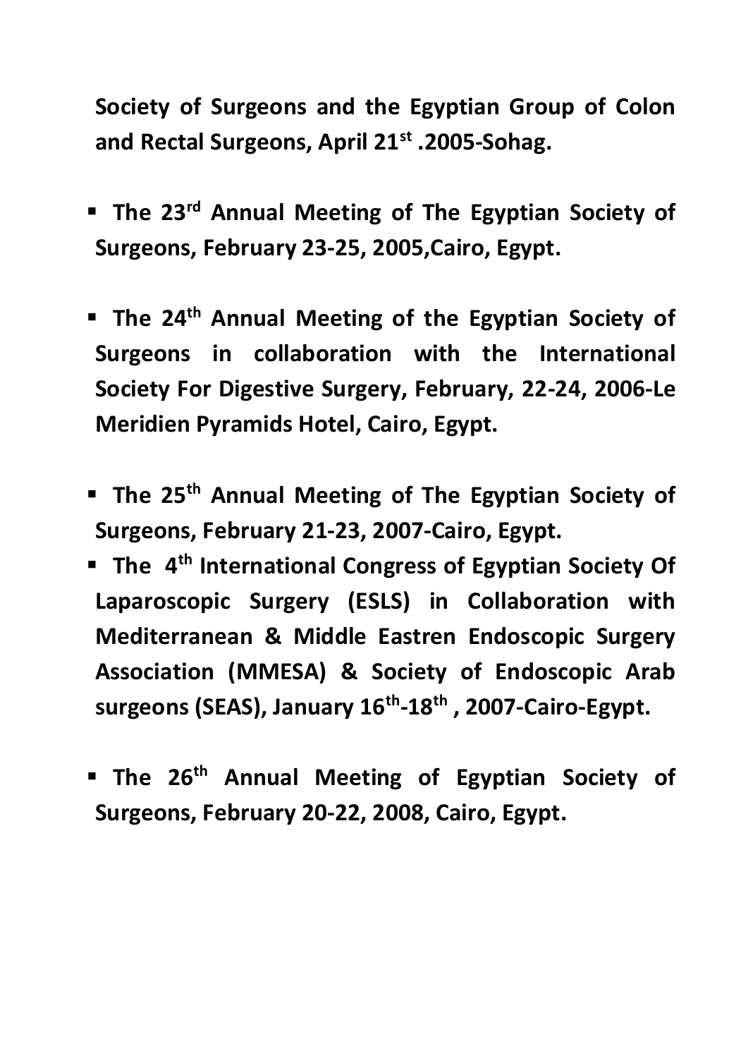**Society of Surgeons and the Egyptian Group of Colon and Rectal Surgeons, April 21st .2005-Sohag.**

- **The 23rd Annual Meeting of The Egyptian Society of Surgeons, February 23-25, 2005,Cairo, Egypt.**

- **The 24th Annual Meeting of the Egyptian Society of Surgeons in collaboration with the International Society For Digestive Surgery, February, 22-24, 2006-Le Meridien Pyramids Hotel, Cairo, Egypt.**

- **The 25th Annual Meeting of The Egyptian Society of Surgeons, February 21-23, 2007-Cairo, Egypt.**
- **The 4th International Congress of Egyptian Society Of Laparoscopic Surgery (ESLS) in Collaboration with Mediterranean & Middle Eastren Endoscopic Surgery Association (MMESA) & Society of Endoscopic Arab surgeons (SEAS), January 16th-18th , 2007-Cairo-Egypt.**

- **The 26th Annual Meeting of Egyptian Society of Surgeons, February 20-22, 2008, Cairo, Egypt.**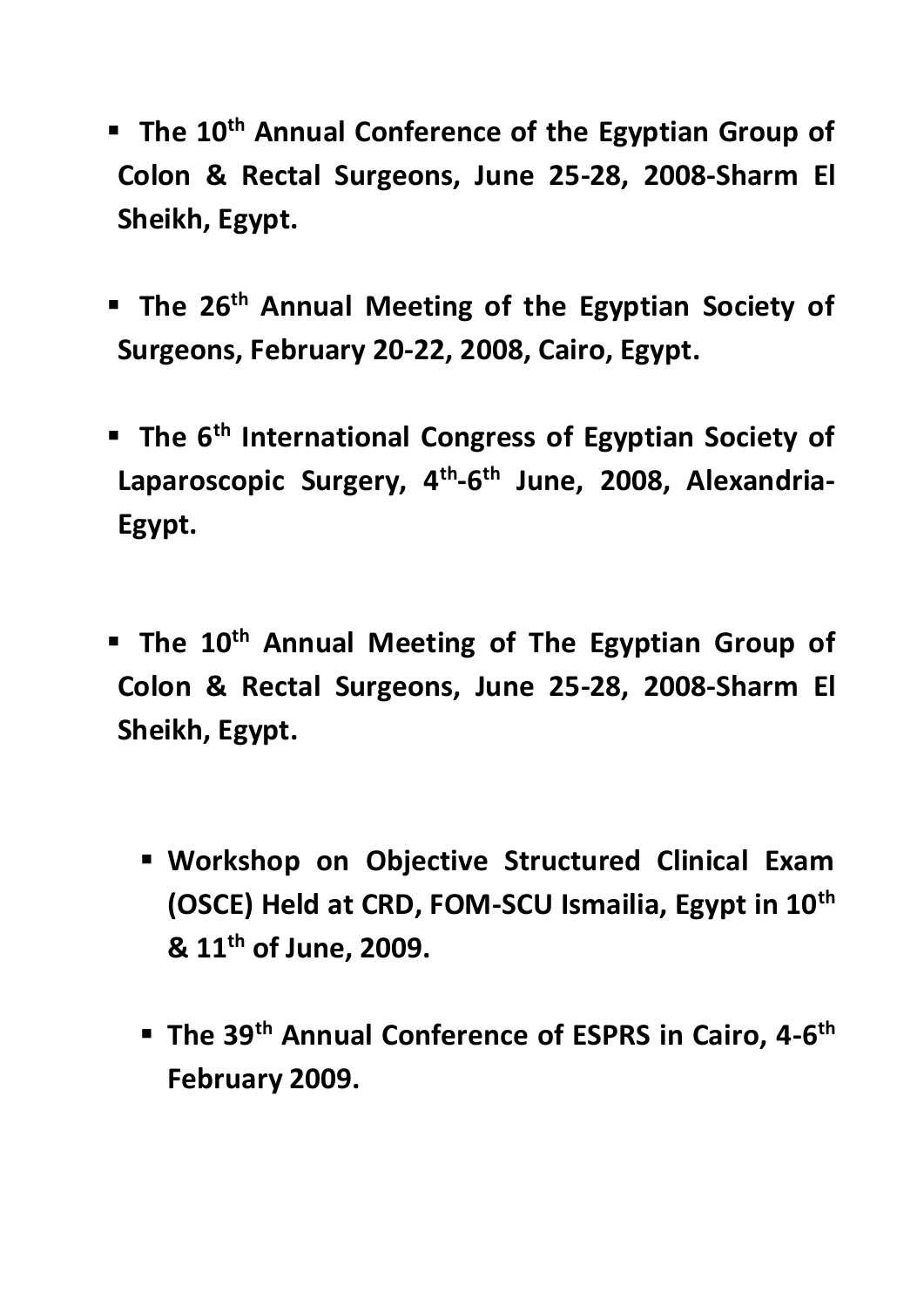- **The 10th Annual Conference of the Egyptian Group of Colon & Rectal Surgeons, June 25-28, 2008-Sharm El Sheikh, Egypt.**

- **The 26th Annual Meeting of the Egyptian Society of Surgeons, February 20-22, 2008, Cairo, Egypt.**

- **The 6th International Congress of Egyptian Society of Laparoscopic Surgery, 4th-6th June, 2008, Alexandria-Egypt.**

- **The 10th Annual Meeting of The Egyptian Group of Colon & Rectal Surgeons, June 25-28, 2008-Sharm El Sheikh, Egypt.**

    - **Workshop on Objective Structured Clinical Exam (OSCE) Held at CRD, FOM-SCU Ismailia, Egypt in 10th & 11th of June, 2009.**

    - **The 39th Annual Conference of ESPRS in Cairo, 4-6th February 2009.**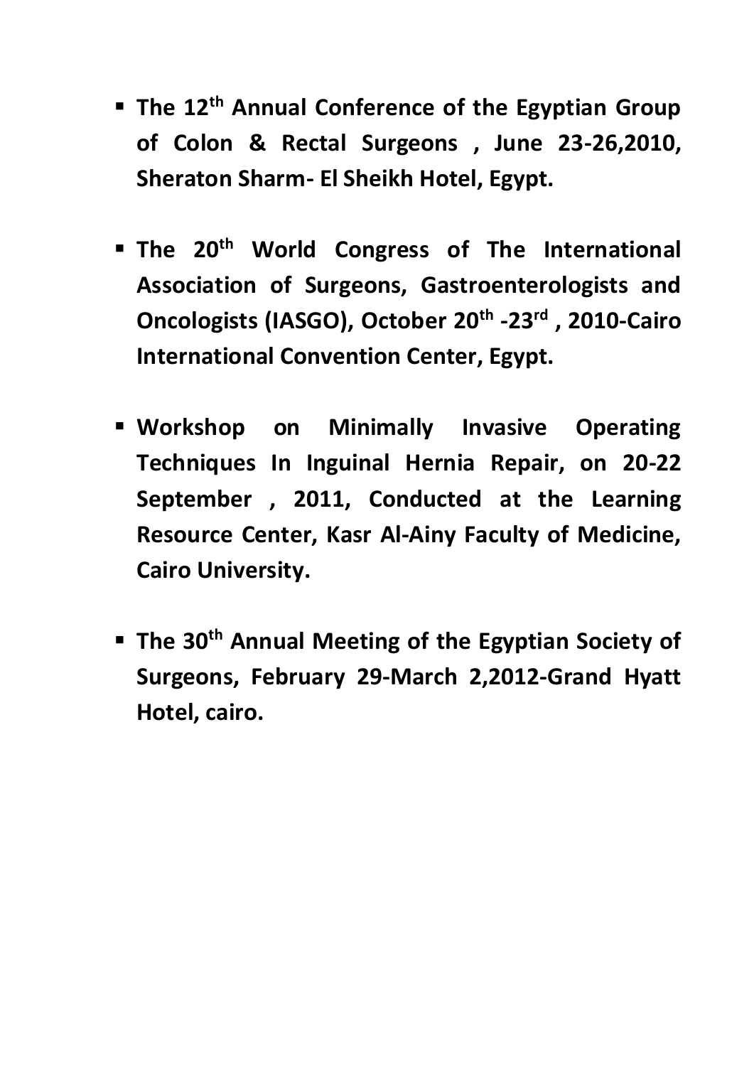- **The 12th Annual Conference of the Egyptian Group of Colon & Rectal Surgeons , June 23-26,2010, Sheraton Sharm- El Sheikh Hotel, Egypt.**

- **The 20th World Congress of The International Association of Surgeons, Gastroenterologists and Oncologists (IASGO), October 20th -23rd , 2010-Cairo International Convention Center, Egypt.**

- **Workshop on Minimally Invasive Operating Techniques In Inguinal Hernia Repair, on 20-22 September , 2011, Conducted at the Learning Resource Center, Kasr Al-Ainy Faculty of Medicine, Cairo University.**

- **The 30th Annual Meeting of the Egyptian Society of Surgeons, February 29-March 2,2012-Grand Hyatt Hotel, cairo.**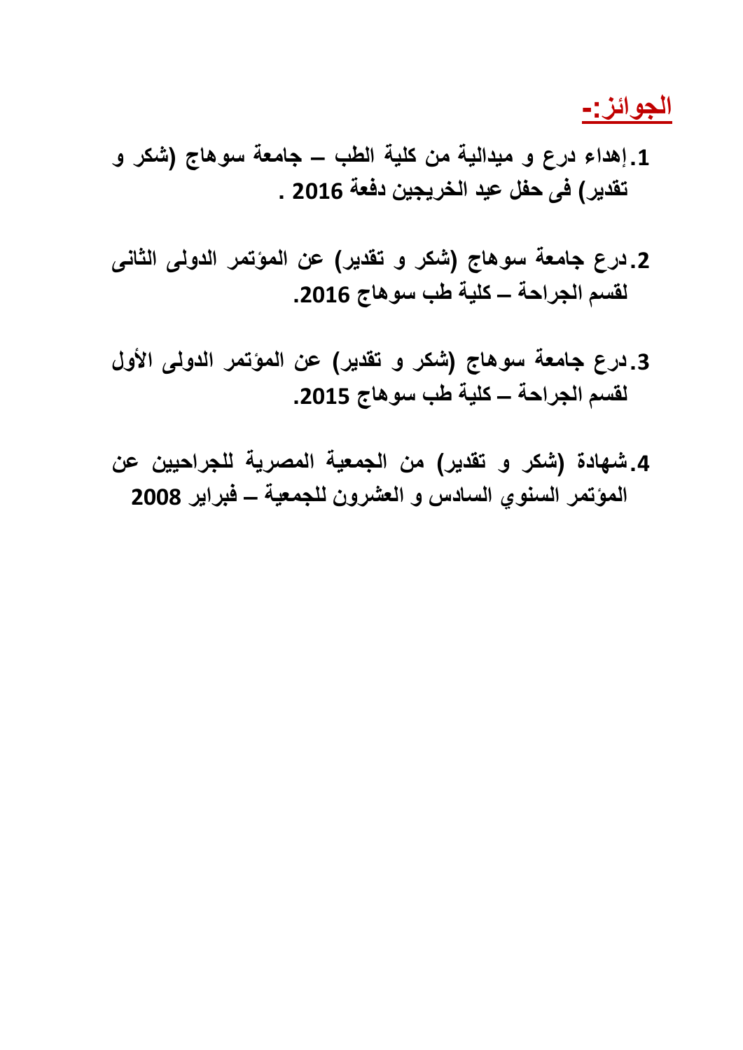## <u>الجوائز:-</u>

1. إهداء درع و ميدالية من كلية الطب – جامعة سوهاج (شكر و تقدير) فى حفل عيد الخريجين دفعة 2016 .

2. درع جامعة سوهاج (شكر و تقدير) عن المؤتمر الدولى الثانى لقسم الجراحة – كلية طب سوهاج 2016.

3. درع جامعة سوهاج (شكر و تقدير) عن المؤتمر الدولى الأول لقسم الجراحة – كلية طب سوهاج 2015.

4. شهادة (شكر و تقدير) من الجمعية المصرية للجراحيين عن المؤتمر السنوي السادس و العشرون للجمعية – فبراير 2008